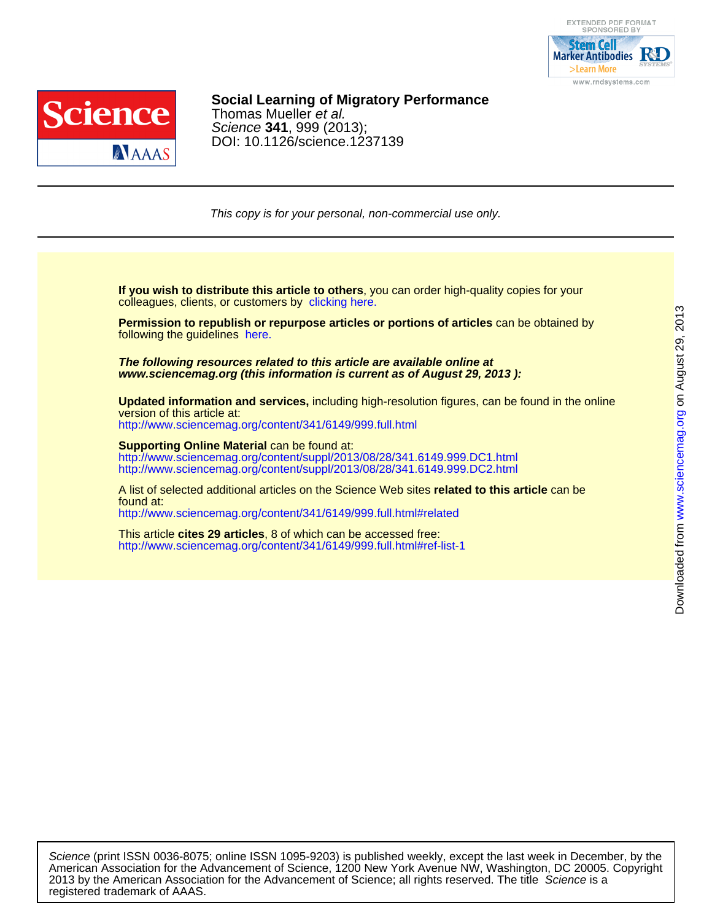# Social Learning of Migratory Performance

Thomas Mueller *et al.*
*Science* **341**, 999 (2013);
DOI: 10.1126/science.1237139

*This copy is for your personal, non-commercial use only.*

**If you wish to distribute this article to others**, you can order high-quality copies for your colleagues, clients, or customers by clicking here.

**Permission to republish or repurpose articles or portions of articles** can be obtained by following the guidelines here.

***The following resources related to this article are available online at www.sciencemag.org (this information is current as of August 29, 2013 ):***

**Updated information and services,** including high-resolution figures, can be found in the online version of this article at:
http://www.sciencemag.org/content/341/6149/999.full.html

**Supporting Online Material** can be found at:
http://www.sciencemag.org/content/suppl/2013/08/28/341.6149.999.DC1.html
http://www.sciencemag.org/content/suppl/2013/08/28/341.6149.999.DC2.html

A list of selected additional articles on the Science Web sites **related to this article** can be found at:
http://www.sciencemag.org/content/341/6149/999.full.html#related

This article **cites 29 articles**, 8 of which can be accessed free:
http://www.sciencemag.org/content/341/6149/999.full.html#ref-list-1

*Science* (print ISSN 0036-8075; online ISSN 1095-9203) is published weekly, except the last week in December, by the American Association for the Advancement of Science, 1200 New York Avenue NW, Washington, DC 20005. Copyright 2013 by the American Association for the Advancement of Science; all rights reserved. The title *Science* is a registered trademark of AAAS.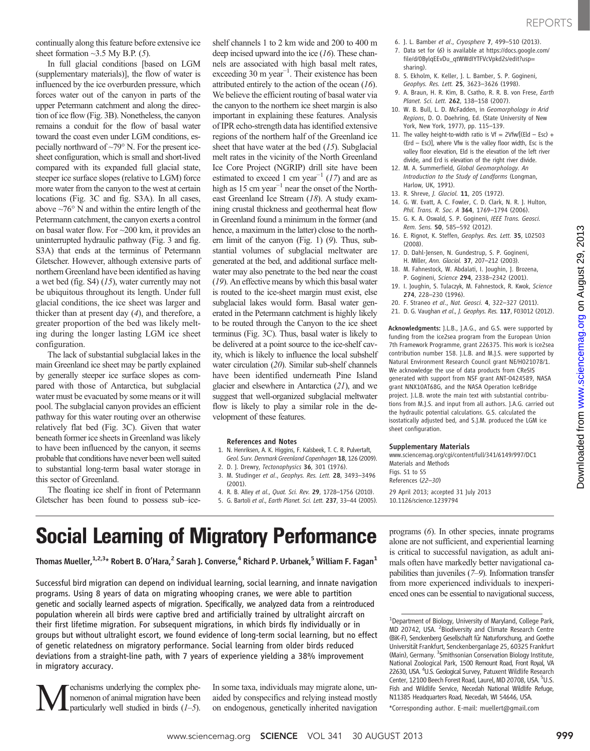continually along this feature before extensive ice sheet formation ~3.5 My B.P. (5).

In full glacial conditions [based on LGM (supplementary materials)], the flow of water is influenced by the ice overburden pressure, which forces water out of the canyon in parts of the upper Petermann catchment and along the direction of ice flow (Fig. 3B). Nonetheless, the canyon remains a conduit for the flow of basal water toward the coast even under LGM conditions, especially northward of ~79° N. For the present ice-sheet configuration, which is small and short-lived compared with its expanded full glacial state, steeper ice surface slopes (relative to LGM) force more water from the canyon to the west at certain locations (Fig. 3C and fig. S3A). In all cases, above ~76° N and within the entire length of the Petermann catchment, the canyon exerts a control on basal water flow. For ~200 km, it provides an uninterrupted hydraulic pathway (Fig. 3 and fig. S3A) that ends at the terminus of Petermann Gletscher. However, although extensive parts of northern Greenland have been identified as having a wet bed (fig. S4) (15), water currently may not be ubiquitous throughout its length. Under full glacial conditions, the ice sheet was larger and thicker than at present day (4), and therefore, a greater proportion of the bed was likely melting during the longer lasting LGM ice sheet configuration.

The lack of substantial subglacial lakes in the main Greenland ice sheet may be partly explained by generally steeper ice surface slopes as compared with those of Antarctica, but subglacial water must be evacuated by some means or it will pool. The subglacial canyon provides an efficient pathway for this water routing over an otherwise relatively flat bed (Fig. 3C). Given that water beneath former ice sheets in Greenland was likely to have been influenced by the canyon, it seems probable that conditions have never been well suited to substantial long-term basal water storage in this sector of Greenland.

The floating ice shelf in front of Petermann Gletscher has been found to possess sub–ice-shelf channels 1 to 2 km wide and 200 to 400 m deep incised upward into the ice (16). These channels are associated with high basal melt rates, exceeding 30 m year$^{-1}$. Their existence has been attributed entirely to the action of the ocean (16). We believe the efficient routing of basal water via the canyon to the northern ice sheet margin is also important in explaining these features. Analysis of IPR echo-strength data has identified extensive regions of the northern half of the Greenland ice sheet that have water at the bed (15). Subglacial melt rates in the vicinity of the North Greenland Ice Core Project (NGRIP) drill site have been estimated to exceed 1 cm year$^{-1}$ (17) and are as high as 15 cm year$^{-1}$ near the onset of the Northeast Greenland Ice Stream (18). A study examining crustal thickness and geothermal heat flow in Greenland found a minimum in the former (and hence, a maximum in the latter) close to the northern limit of the canyon (Fig. 1) (9). Thus, substantial volumes of subglacial meltwater are generated at the bed, and additional surface meltwater may also penetrate to the bed near the coast (19). An effective means by which this basal water is routed to the ice-sheet margin must exist, else subglacial lakes would form. Basal water generated in the Petermann catchment is highly likely to be routed through the Canyon to the ice sheet terminus (Fig. 3C). Thus, basal water is likely to be delivered at a point source to the ice-shelf cavity, which is likely to influence the local subshelf water circulation (20). Similar sub-shelf channels have been identified underneath Pine Island glacier and elsewhere in Antarctica (21), and we suggest that well-organized subglacial meltwater flow is likely to play a similar role in the development of these features.

### References and Notes

1. N. Henriksen, A. K. Higgins, F. Kalsbeek, T. C. R. Pulvertaft, *Geol. Surv. Denmark Greenland Copenhagen* **18**, 126 (2009).
2. D. J. Drewry, *Tectonophysics* **36**, 301 (1976).
3. M. Studinger *et al*., *Geophys. Res. Lett.* **28**, 3493–3496 (2001).
4. R. B. Alley *et al*., *Quat. Sci. Rev.* **29**, 1728–1756 (2010).
5. G. Bartoli *et al*., *Earth Planet. Sci. Lett.* **237**, 33–44 (2005).
6. J. L. Bamber *et al*., *Cryosphere* **7**, 499–510 (2013).
7. Data set for (6) is available at https://docs.google.com/file/d/0BylqEEvDu_qtWWdIYTFVcVpkd2s/edit?usp=sharing).
8. S. Ekholm, K. Keller, J. L. Bamber, S. P. Gogineni, *Geophys. Res. Lett.* **25**, 3623–3626 (1998).
9. A. Braun, H. R. Kim, B. Csatho, R. R. B. von Frese, *Earth Planet. Sci. Lett.* **262**, 138–158 (2007).
10. W. B. Bull, L. D. McFadden, in *Geomorphology in Arid Regions*, D. O. Doehring, Ed. (State University of New York, New York, 1977), pp. 115–139.
11. The valley height-to-width ratio is Vf = 2Vfw/[(Eld – Esc) + (Erd – Esc)], where Vfw is the valley floor width, Esc is the valley floor elevation, Eld is the elevation of the left river divide, and Erd is elevation of the right river divide.
12. M. A. Summerfield, *Global Geomorphology. An Introduction to the Study of Landforms* (Longman, Harlow, UK, 1991).
13. R. Shreve, *J. Glaciol.* **11**, 205 (1972).
14. G. W. Evatt, A. C. Fowler, C. D. Clark, N. R. J. Hulton, *Phil. Trans. R. Soc. A* **364**, 1769–1794 (2006).
15. G. K. A. Oswald, S. P. Gogineni, *IEEE Trans. Geosci. Rem. Sens.* **50**, 585–592 (2012).
16. E. Rignot, K. Steffen, *Geophys. Res. Lett.* **35**, L02503 (2008).
17. D. Dahl-Jensen, N. Gundestrup, S. P. Gogineni, H. Miller, *Ann. Glaciol.* **37**, 207–212 (2003).
18. M. Fahnestock, W. Abdalati, I. Joughin, J. Brozena, P. Gogineni, *Science* **294**, 2338–2342 (2001).
19. I. Joughin, S. Tulaczyk, M. Fahnestock, R. Kwok, *Science* **274**, 228–230 (1996).
20. F. Straneo *et al*., *Nat. Geosci.* **4**, 322–327 (2011).
21. D. G. Vaughan *et al*., *J. Geophys. Res.* **117**, F03012 (2012).

**Acknowledgments:** J.L.B., J.A.G., and G.S. were supported by funding from the ice2sea program from the European Union 7th Framework Programme, grant 226375. This work is ice2sea contribution number 158. J.L.B. and M.J.S. were supported by Natural Environment Research Council grant NE/H021078/1. We acknowledge the use of data products from CReSIS generated with support from NSF grant ANT-0424589, NASA grant NNX10AT68G, and the NASA Operation IceBridge project. J.L.B. wrote the main text with substantial contributions from M.J.S. and input from all authors. J.A.G. carried out the hydraulic potential calculations. G.S. calculated the isostatically adjusted bed, and S.J.M. produced the LGM ice sheet configuration.

### Supplementary Materials

www.sciencemag.org/cgi/content/full/341/6149/997/DC1
Materials and Methods
Figs. S1 to S5
References (22–30)

29 April 2013; accepted 31 July 2013
10.1126/science.1239794

# Social Learning of Migratory Performance

**Thomas Mueller,[1,2,3]* Robert B. O'Hara,[2] Sarah J. Converse,[4] Richard P. Urbanek,[5] William F. Fagan[1]**

**Successful bird migration can depend on individual learning, social learning, and innate navigation programs. Using 8 years of data on migrating whooping cranes, we were able to partition genetic and socially learned aspects of migration. Specifically, we analyzed data from a reintroduced population wherein all birds were captive bred and artificially trained by ultralight aircraft on their first lifetime migration. For subsequent migrations, in which birds fly individually or in groups but without ultralight escort, we found evidence of long-term social learning, but no effect of genetic relatedness on migratory performance. Social learning from older birds reduced deviations from a straight-line path, with 7 years of experience yielding a 38% improvement in migratory accuracy.**

Mechanisms underlying the complex phenomenon of animal migration have been particularly well studied in birds (1–5). In some taxa, individuals may migrate alone, unaided by conspecifics and relying instead mostly on endogenous, genetically inherited navigation programs (6). In other species, innate programs alone are not sufficient, and experiential learning is critical to successful navigation, as adult animals often have markedly better navigational capabilities than juveniles (7–9). Information transfer from more experienced individuals to inexperienced ones can be essential to navigational success,

[1]Department of Biology, University of Maryland, College Park, MD 20742, USA. [2]Biodiversity and Climate Research Centre (BiK-F), Senckenberg Gesellschaft für Naturforschung, and Goethe Universität Frankfurt, Senckenberganlage 25, 60325 Frankfurt (Main), Germany. [3]Smithsonian Conservation Biology Institute, National Zoological Park, 1500 Remount Road, Front Royal, VA 22630, USA. [4]U.S. Geological Survey, Patuxent Wildlife Research Center, 12100 Beech Forest Road, Laurel, MD 20708, USA. [5]U.S. Fish and Wildlife Service, Necedah National Wildlife Refuge, N11385 Headquarters Road, Necedah, WI 54646, USA.

*Corresponding author. E-mail: muellert@gmail.com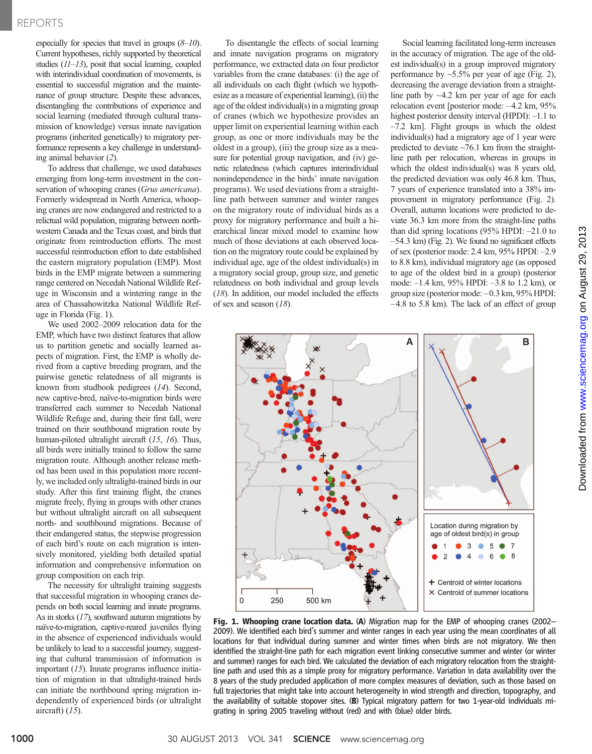especially for species that travel in groups (*8–10*). Current hypotheses, richly supported by theoretical studies (*11–13*), posit that social learning, coupled with interindividual coordination of movements, is essential to successful migration and the maintenance of group structure. Despite these advances, disentangling the contributions of experience and social learning (mediated through cultural transmission of knowledge) versus innate navigation programs (inherited genetically) to migratory performance represents a key challenge in understanding animal behavior (*2*).

To address that challenge, we used databases emerging from long-term investment in the conservation of whooping cranes (*Grus americana*). Formerly widespread in North America, whooping cranes are now endangered and restricted to a relictual wild population, migrating between northwestern Canada and the Texas coast, and birds that originate from reintroduction efforts. The most successful reintroduction effort to date established the eastern migratory population (EMP). Most birds in the EMP migrate between a summering range centered on Necedah National Wildlife Refuge in Wisconsin and a wintering range in the area of Chassahowitzka National Wildlife Refuge in Florida (Fig. 1).

We used 2002–2009 relocation data for the EMP, which have two distinct features that allow us to partition genetic and socially learned aspects of migration. First, the EMP is wholly derived from a captive breeding program, and the pairwise genetic relatedness of all migrants is known from studbook pedigrees (*14*). Second, new captive-bred, naïve-to-migration birds were transferred each summer to Necedah National Wildlife Refuge and, during their first fall, were trained on their southbound migration route by human-piloted ultralight aircraft (*15*, *16*). Thus, all birds were initially trained to follow the same migration route. Although another release method has been used in this population more recently, we included only ultralight-trained birds in our study. After this first training flight, the cranes migrate freely, flying in groups with other cranes but without ultralight aircraft on all subsequent north- and southbound migrations. Because of their endangered status, the stepwise progression of each bird's route on each migration is intensively monitored, yielding both detailed spatial information and comprehensive information on group composition on each trip.

The necessity for ultralight training suggests that successful migration in whooping cranes depends on both social learning and innate programs. As in storks (*17*), southward autumn migrations by naïve-to-migration, captive-reared juveniles flying in the absence of experienced individuals would be unlikely to lead to a successful journey, suggesting that cultural transmission of information is important (*15*). Innate programs influence initiation of migration in that ultralight-trained birds can initiate the northbound spring migration independently of experienced birds (or ultralight aircraft) (*15*).

To disentangle the effects of social learning and innate navigation programs on migratory performance, we extracted data on four predictor variables from the crane databases: (i) the age of all individuals on each flight (which we hypothesize as a measure of experiential learning), (ii) the age of the oldest individual(s) in a migrating group of cranes (which we hypothesize provides an upper limit on experiential learning within each group, as one or more individuals may be the oldest in a group), (iii) the group size as a measure for potential group navigation, and (iv) genetic relatedness (which captures interindividual nonindependence in the birds' innate navigation programs). We used deviations from a straight-line path between summer and winter ranges on the migratory route of individual birds as a proxy for migratory performance and built a hierarchical linear mixed model to examine how much of these deviations in each observed location on the migratory route could be explained by individual age, age of the oldest individual(s) in a migratory social group, group size, and genetic relatedness on both individual and group levels (*18*). In addition, our model included the effects of sex and season (*18*).

Social learning facilitated long-term increases in the accuracy of migration. The age of the oldest individual(s) in a group improved migratory performance by ~5.5% per year of age (Fig. 2), decreasing the average deviation from a straight-line path by ~4.2 km per year of age for each relocation event [posterior mode: –4.2 km, 95% highest posterior density interval (HPDI): –1.1 to –7.2 km]. Flight groups in which the oldest individual(s) had a migratory age of 1 year were predicted to deviate ~76.1 km from the straight-line path per relocation, whereas in groups in which the oldest individual(s) was 8 years old, the predicted deviation was only 46.8 km. Thus, 7 years of experience translated into a 38% improvement in migratory performance (Fig. 2). Overall, autumn locations were predicted to deviate 36.3 km more from the straight-line paths than did spring locations (95% HPDI: –21.0 to –54.3 km) (Fig. 2). We found no significant effects of sex (posterior mode: 2.4 km, 95% HPDI: –2.9 to 8.8 km), individual migratory age (as opposed to age of the oldest bird in a group) (posterior mode: –1.4 km, 95% HPDI: –3.8 to 1.2 km), or group size (posterior mode: –0.3 km, 95% HPDI: –4.8 to 5.8 km). The lack of an effect of group

A

B

Location during migration by age of oldest bird(s) in group

1 2 3 4 5 6 7 8

+ Centroid of winter locations

× Centroid of summer locations

0 250 500 km

**Fig. 1. Whooping crane location data.** (**A**) Migration map for the EMP of whooping cranes (2002–2009). We identified each bird's summer and winter ranges in each year using the mean coordinates of all locations for that individual during summer and winter times when birds are not migratory. We then identified the straight-line path for each migration event linking consecutive summer and winter (or winter and summer) ranges for each bird. We calculated the deviation of each migratory relocation from the straight-line path and used this as a simple proxy for migratory performance. Variation in data availability over the 8 years of the study precluded application of more complex measures of deviation, such as those based on full trajectories that might take into account heterogeneity in wind strength and direction, topography, and the availability of suitable stopover sites. (**B**) Typical migratory pattern for two 1-year-old individuals migrating in spring 2005 traveling without (red) and with (blue) older birds.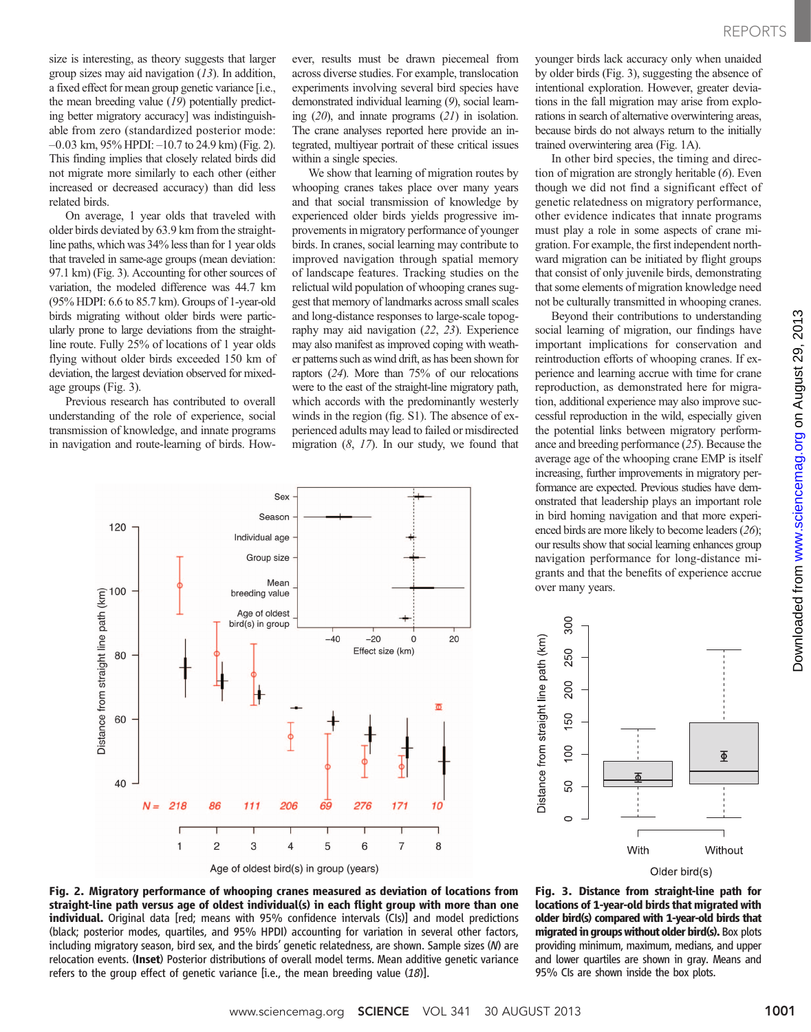size is interesting, as theory suggests that larger group sizes may aid navigation (*13*). In addition, a fixed effect for mean group genetic variance [i.e., the mean breeding value (*19*) potentially predicting better migratory accuracy] was indistinguishable from zero (standardized posterior mode: –0.03 km, 95% HPDI: –10.7 to 24.9 km) (Fig. 2). This finding implies that closely related birds did not migrate more similarly to each other (either increased or decreased accuracy) than did less related birds.

On average, 1 year olds that traveled with older birds deviated by 63.9 km from the straight-line paths, which was 34% less than for 1 year olds that traveled in same-age groups (mean deviation: 97.1 km) (Fig. 3). Accounting for other sources of variation, the modeled difference was 44.7 km (95% HPDI: 6.6 to 85.7 km). Groups of 1-year-old birds migrating without older birds were particularly prone to large deviations from the straight-line route. Fully 25% of locations of 1 year olds flying without older birds exceeded 150 km of deviation, the largest deviation observed for mixed-age groups (Fig. 3).

Previous research has contributed to overall understanding of the role of experience, social transmission of knowledge, and innate programs in navigation and route-learning of birds. However, results must be drawn piecemeal from across diverse studies. For example, translocation experiments involving several bird species have demonstrated individual learning (*9*), social learning (*20*), and innate programs (*21*) in isolation. The crane analyses reported here provide an integrated, multiyear portrait of these critical issues within a single species.

We show that learning of migration routes by whooping cranes takes place over many years and that social transmission of knowledge by experienced older birds yields progressive improvements in migratory performance of younger birds. In cranes, social learning may contribute to improved navigation through spatial memory of landscape features. Tracking studies on the relictual wild population of whooping cranes suggest that memory of landmarks across small scales and long-distance responses to large-scale topography may aid navigation (*22*, *23*). Experience may also manifest as improved coping with weather patterns such as wind drift, as has been shown for raptors (*24*). More than 75% of our relocations were to the east of the straight-line migratory path, which accords with the predominantly westerly winds in the region (fig. S1). The absence of experienced adults may lead to failed or misdirected migration (*8*, *17*). In our study, we found that younger birds lack accuracy only when unaided by older birds (Fig. 3), suggesting the absence of intentional exploration. However, greater deviations in the fall migration may arise from explorations in search of alternative overwintering areas, because birds do not always return to the initially trained overwintering area (Fig. 1A).

In other bird species, the timing and direction of migration are strongly heritable (*6*). Even though we did not find a significant effect of genetic relatedness on migratory performance, other evidence indicates that innate programs must play a role in some aspects of crane migration. For example, the first independent northward migration can be initiated by flight groups that consist of only juvenile birds, demonstrating that some elements of migration knowledge need not be culturally transmitted in whooping cranes.

Beyond their contributions to understanding social learning of migration, our findings have important implications for conservation and reintroduction efforts of whooping cranes. If experience and learning accrue with time for crane reproduction, as demonstrated here for migration, additional experience may also improve successful reproduction in the wild, especially given the potential links between migratory performance and breeding performance (*25*). Because the average age of the whooping crane EMP is itself increasing, further improvements in migratory performance are expected. Previous studies have demonstrated that leadership plays an important role in bird homing navigation and that more experienced birds are more likely to become leaders (*26*); our results show that social learning enhances group navigation performance for long-distance migrants and that the benefits of experience accrue over many years.

Sex
Season
Individual age
Group size
Mean breeding value
Age of oldest bird(s) in group
–40 –20 0 20
Effect size (km)
120
100
80
60
40
Distance from straight line path (km)
N = 218 86 111 206 69 276 171 10
1 2 3 4 5 6 7 8
Age of oldest bird(s) in group (years)

**Fig. 2. Migratory performance of whooping cranes measured as deviation of locations from straight-line path versus age of oldest individual(s) in each flight group with more than one individual.** Original data [red; means with 95% confidence intervals (CIs)] and model predictions (black; posterior modes, quartiles, and 95% HPDI) accounting for variation in several other factors, including migratory season, bird sex, and the birds' genetic relatedness, are shown. Sample sizes (*N*) are relocation events. (**Inset**) Posterior distributions of overall model terms. Mean additive genetic variance refers to the group effect of genetic variance [i.e., the mean breeding value (*18*)].

300
250
200
150
100
50
0
Distance from straight line path (km)
With Without
Older bird(s)

**Fig. 3. Distance from straight-line path for locations of 1-year-old birds that migrated with older bird(s) compared with 1-year-old birds that migrated in groups without older bird(s).** Box plots providing minimum, maximum, medians, and upper and lower quartiles are shown in gray. Means and 95% CIs are shown inside the box plots.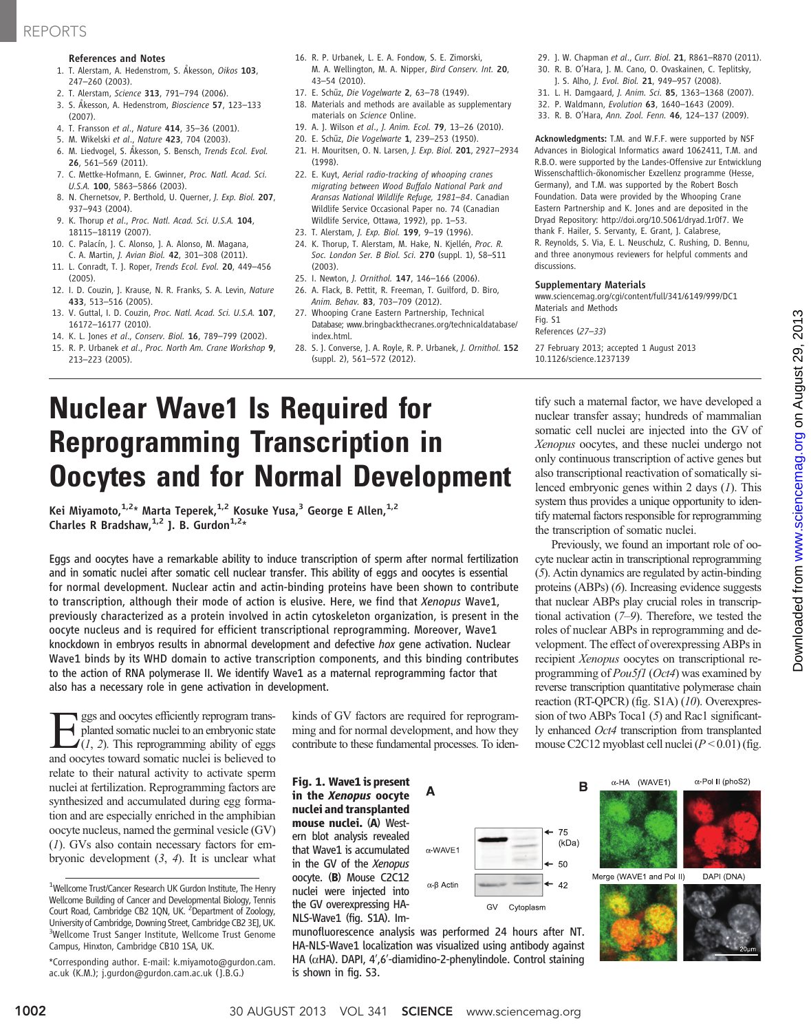## References and Notes

1. T. Alerstam, A. Hedenstrom, S. Åkesson, *Oikos* **103**, 247–260 (2003).
2. T. Alerstam, *Science* **313**, 791–794 (2006).
3. S. Åkesson, A. Hedenstrom, *Bioscience* **57**, 123–133 (2007).
4. T. Fransson *et al.*, *Nature* **414**, 35–36 (2001).
5. M. Wikelski *et al.*, *Nature* **423**, 704 (2003).
6. M. Liedvogel, S. Åkesson, S. Bensch, *Trends Ecol. Evol.* **26**, 561–569 (2011).
7. C. Mettke-Hofmann, E. Gwinner, *Proc. Natl. Acad. Sci. U.S.A.* **100**, 5863–5866 (2003).
8. N. Chernetsov, P. Berthold, U. Querner, *J. Exp. Biol.* **207**, 937–943 (2004).
9. K. Thorup *et al.*, *Proc. Natl. Acad. Sci. U.S.A.* **104**, 18115–18119 (2007).
10. C. Palacín, J. C. Alonso, J. A. Alonso, M. Magana, C. A. Martin, *J. Avian Biol.* **42**, 301–308 (2011).
11. L. Conradt, T. J. Roper, *Trends Ecol. Evol.* **20**, 449–456 (2005).
12. I. D. Couzin, J. Krause, N. R. Franks, S. A. Levin, *Nature* **433**, 513–516 (2005).
13. V. Guttal, I. D. Couzin, *Proc. Natl. Acad. Sci. U.S.A.* **107**, 16172–16177 (2010).
14. K. L. Jones *et al.*, *Conserv. Biol.* **16**, 789–799 (2002).
15. R. P. Urbanek *et al.*, *Proc. North Am. Crane Workshop* **9**, 213–223 (2005).
16. R. P. Urbanek, L. E. A. Fondow, S. E. Zimorski, M. A. Wellington, M. A. Nipper, *Bird Conserv. Int.* **20**, 43–54 (2010).
17. E. Schüz, *Die Vogelwarte* **2**, 63–78 (1949).
18. Materials and methods are available as supplementary materials on *Science* Online.
19. A. J. Wilson *et al.*, *J. Anim. Ecol.* **79**, 13–26 (2010).
20. E. Schüz, *Die Vogelwarte* **1**, 239–253 (1950).
21. H. Mouritsen, O. N. Larsen, *J. Exp. Biol.* **201**, 2927–2934 (1998).
22. E. Kuyt, *Aerial radio-tracking of whooping cranes migrating between Wood Buffalo National Park and Aransas National Wildlife Refuge, 1981–84*. Canadian Wildlife Service Occasional Paper no. 74 (Canadian Wildlife Service, Ottawa, 1992), pp. 1–53.
23. T. Alerstam, *J. Exp. Biol.* **199**, 9–19 (1996).
24. K. Thorup, T. Alerstam, M. Hake, N. Kjellén, *Proc. R. Soc. London Ser. B Biol. Sci.* **270** (suppl. 1), S8–S11 (2003).
25. I. Newton, *J. Ornithol.* **147**, 146–166 (2006).
26. A. Flack, B. Pettit, R. Freeman, T. Guilford, D. Biro, *Anim. Behav.* **83**, 703–709 (2012).
27. Whooping Crane Eastern Partnership, Technical Database; www.bringbackthecranes.org/technicaldatabase/index.html.
28. S. J. Converse, J. A. Royle, R. P. Urbanek, *J. Ornithol.* **152** (suppl. 2), 561–572 (2012).
29. J. W. Chapman *et al.*, *Curr. Biol.* **21**, R861–R870 (2011).
30. R. B. O'Hara, J. M. Cano, O. Ovaskainen, C. Teplitsky, J. S. Alho, *J. Evol. Biol.* **21**, 949–957 (2008).
31. L. H. Damgaard, *J. Anim. Sci.* **85**, 1363–1368 (2007).
32. P. Waldmann, *Evolution* **63**, 1640–1643 (2009).
33. R. B. O'Hara, *Ann. Zool. Fenn.* **46**, 124–137 (2009).

**Acknowledgments:** T.M. and W.F.F. were supported by NSF Advances in Biological Informatics award 1062411, T.M. and R.B.O. were supported by the Landes-Offensive zur Entwicklung Wissenschaftlich-ökonomischer Exzellenz programme (Hesse, Germany), and T.M. was supported by the Robert Bosch Foundation. Data were provided by the Whooping Crane Eastern Partnership and K. Jones and are deposited in the Dryad Repository: http://doi.org/10.5061/dryad.1r0f7. We thank F. Hailer, S. Servanty, E. Grant, J. Calabrese, R. Reynolds, S. Via, E. L. Neuschulz, C. Rushing, D. Bennu, and three anonymous reviewers for helpful comments and discussions.

### Supplementary Materials

www.sciencemag.org/cgi/content/full/341/6149/999/DC1
Materials and Methods
Fig. S1
References (*27*–*33*)

27 February 2013; accepted 1 August 2013
10.1126/science.1237139

# Nuclear Wave1 Is Required for Reprogramming Transcription in Oocytes and for Normal Development

Kei Miyamoto,[1,2]* Marta Teperek,[1,2] Kosuke Yusa,[3] George E Allen,[1,2] Charles R Bradshaw,[1,2] J. B. Gurdon[1,2]*

**Eggs and oocytes have a remarkable ability to induce transcription of sperm after normal fertilization and in somatic nuclei after somatic cell nuclear transfer. This ability of eggs and oocytes is essential for normal development. Nuclear actin and actin-binding proteins have been shown to contribute to transcription, although their mode of action is elusive. Here, we find that *Xenopus* Wave1, previously characterized as a protein involved in actin cytoskeleton organization, is present in the oocyte nucleus and is required for efficient transcriptional reprogramming. Moreover, Wave1 knockdown in embryos results in abnormal development and defective *hox* gene activation. Nuclear Wave1 binds by its WHD domain to active transcription components, and this binding contributes to the action of RNA polymerase II. We identify Wave1 as a maternal reprogramming factor that also has a necessary role in gene activation in development.**

Eggs and oocytes efficiently reprogram transplanted somatic nuclei to an embryonic state (*1*, *2*). This reprogramming ability of eggs and oocytes toward somatic nuclei is believed to relate to their natural activity to activate sperm nuclei at fertilization. Reprogramming factors are synthesized and accumulated during egg formation and are especially enriched in the amphibian oocyte nucleus, named the germinal vesicle (GV) (*1*). GVs also contain necessary factors for embryonic development (*3*, *4*). It is unclear what kinds of GV factors are required for reprogramming and for normal development, and how they contribute to these fundamental processes. To identify such a maternal factor, we have developed a nuclear transfer assay; hundreds of mammalian somatic cell nuclei are injected into the GV of *Xenopus* oocytes, and these nuclei undergo not only continuous transcription of active genes but also transcriptional reactivation of somatically silenced embryonic genes within 2 days (*1*). This system thus provides a unique opportunity to identify maternal factors responsible for reprogramming the transcription of somatic nuclei.

Previously, we found an important role of oocyte nuclear actin in transcriptional reprogramming (*5*). Actin dynamics are regulated by actin-binding proteins (ABPs) (*6*). Increasing evidence suggests that nuclear ABPs play crucial roles in transcriptional activation (*7*–*9*). Therefore, we tested the roles of nuclear ABPs in reprogramming and development. The effect of overexpressing ABPs in recipient *Xenopus* oocytes on transcriptional reprogramming of *Pou5f1* (*Oct4*) was examined by reverse transcription quantitative polymerase chain reaction (RT-QPCR) (fig. S1A) (*10*). Overexpression of two ABPs Toca1 (*5*) and Rac1 significantly enhanced *Oct4* transcription from transplanted mouse C2C12 myoblast cell nuclei ($P < 0.01$) (fig.

A
α-WAVE1
α-β Actin
75 (kDa)
50
42
GV Cytoplasm

B
α-HA (WAVE1)
α-Pol II (phoS2)
Merge (WAVE1 and Pol II)
DAPI (DNA)
20μm

**Fig. 1. Wave1 is present in the *Xenopus* oocyte nuclei and transplanted mouse nuclei.** (**A**) Western blot analysis revealed that Wave1 is accumulated in the GV of the *Xenopus* oocyte. (**B**) Mouse C2C12 nuclei were injected into the GV overexpressing HA-NLS-Wave1 (fig. S1A). Immunofluorescence analysis was performed 24 hours after NT. HA-NLS-Wave1 localization was visualized using antibody against HA (αHA). DAPI, 4′,6′-diamidino-2-phenylindole. Control staining is shown in fig. S3.

[1]Wellcome Trust/Cancer Research UK Gurdon Institute, The Henry Wellcome Building of Cancer and Developmental Biology, Tennis Court Road, Cambridge CB2 1QN, UK. [2]Department of Zoology, University of Cambridge, Downing Street, Cambridge CB2 3EJ, UK. [3]Wellcome Trust Sanger Institute, Wellcome Trust Genome Campus, Hinxton, Cambridge CB10 1SA, UK.

*Corresponding author. E-mail: k.miyamoto@gurdon.cam.ac.uk (K.M.); j.gurdon@gurdon.cam.ac.uk (J.B.G.)